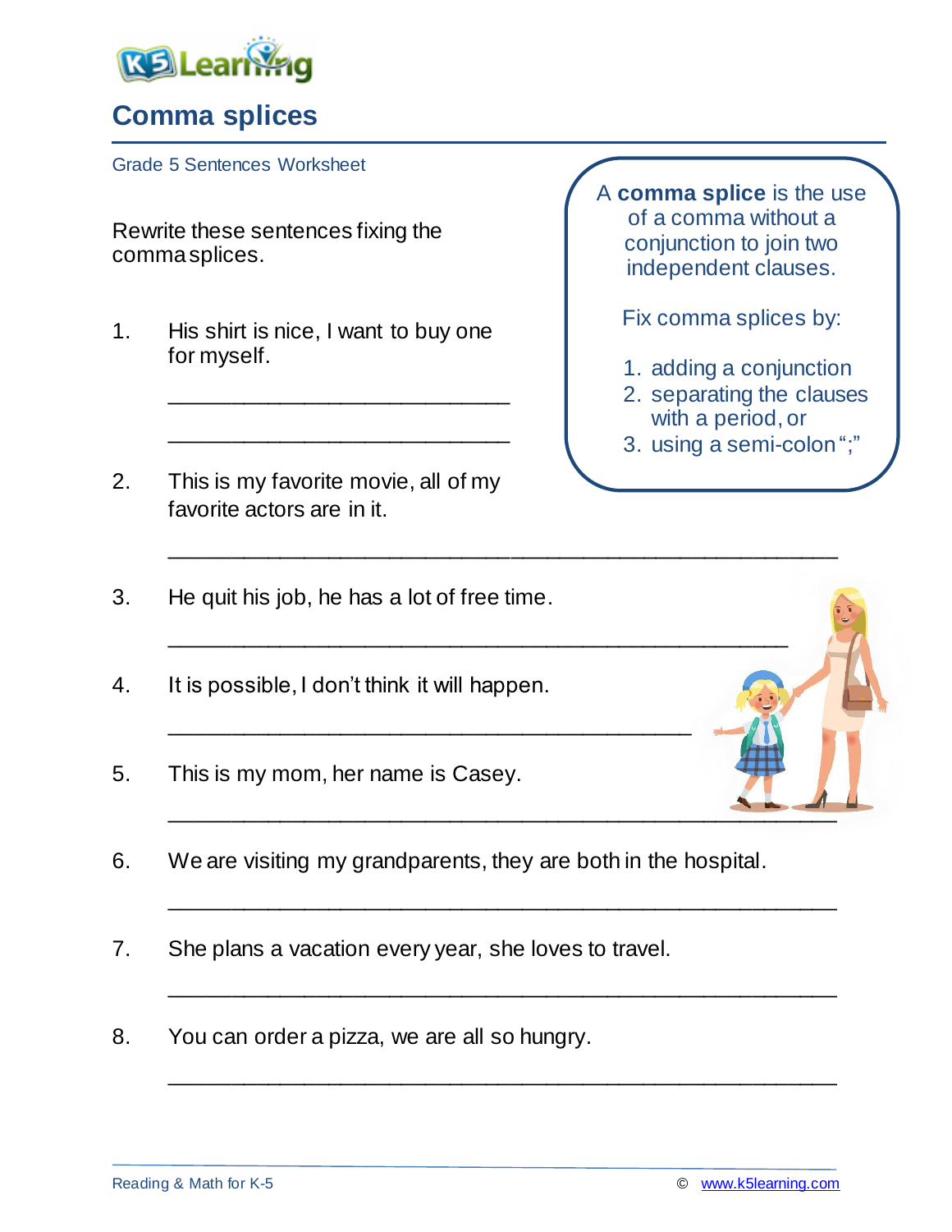# Comma splices

Grade 5 Sentences Worksheet

Rewrite these sentences fixing the comma splices.

A **comma splice** is the use of a comma without a conjunction to join two independent clauses.

Fix comma splices by:

1. adding a conjunction
2. separating the clauses with a period, or
3. using a semi-colon ";"

1. His shirt is nice, I want to buy one for myself.

   ___________________________

   ___________________________

2. This is my favorite movie, all of my favorite actors are in it.

   _____________________________________________________

3. He quit his job, he has a lot of free time.

   _____________________________________________________

4. It is possible, I don't think it will happen.

   _____________________________________________________

5. This is my mom, her name is Casey.

   _____________________________________________________

6. We are visiting my grandparents, they are both in the hospital.

   _____________________________________________________

7. She plans a vacation every year, she loves to travel.

   _____________________________________________________

8. You can order a pizza, we are all so hungry.

   _____________________________________________________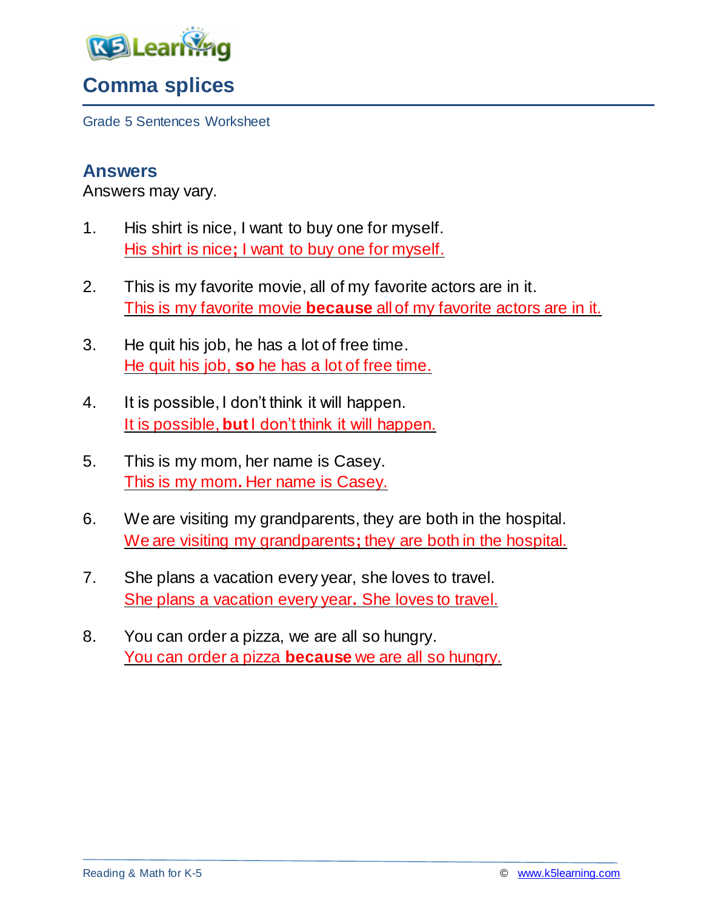# Comma splices

Grade 5 Sentences Worksheet

## Answers

Answers may vary.

1. His shirt is nice, I want to buy one for myself.
   His shirt is nice**;** I want to buy one for myself.

2. This is my favorite movie, all of my favorite actors are in it.
   This is my favorite movie **because** all of my favorite actors are in it.

3. He quit his job, he has a lot of free time.
   He quit his job, **so** he has a lot of free time.

4. It is possible, I don't think it will happen.
   It is possible, **but** I don't think it will happen.

5. This is my mom, her name is Casey.
   This is my mom**.** Her name is Casey.

6. We are visiting my grandparents, they are both in the hospital.
   We are visiting my grandparents**;** they are both in the hospital.

7. She plans a vacation every year, she loves to travel.
   She plans a vacation every year**.** She loves to travel.

8. You can order a pizza, we are all so hungry.
   You can order a pizza **because** we are all so hungry.